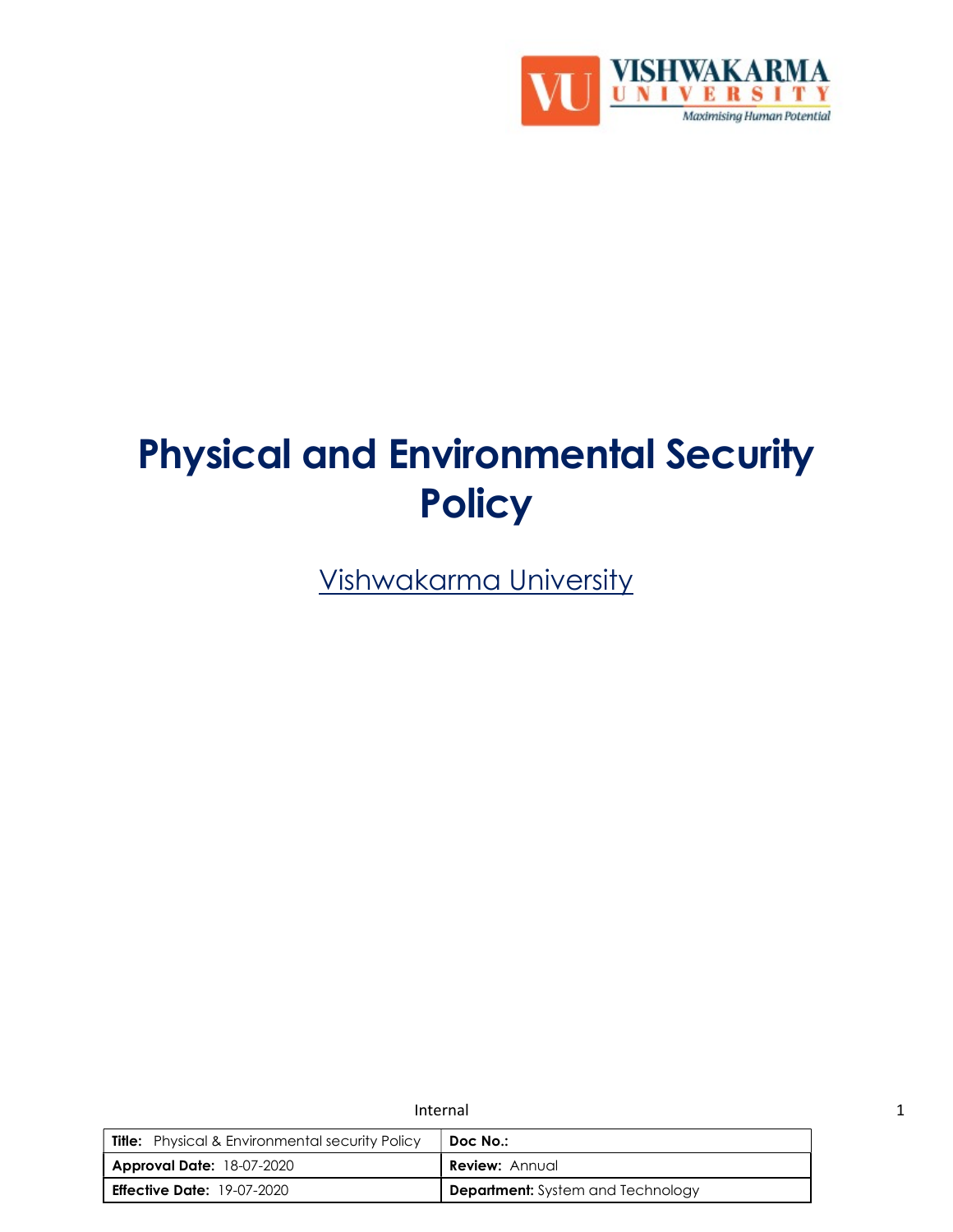# Physical and Environmental Security Policy

Vishwakarma University

Internal

| **Title:** Physical & Environmental security Policy | **Doc No.:** |
|---|---|
| **Approval Date:** 18-07-2020 | **Review:** Annual |
| **Effective Date:** 19-07-2020 | **Department:** System and Technology |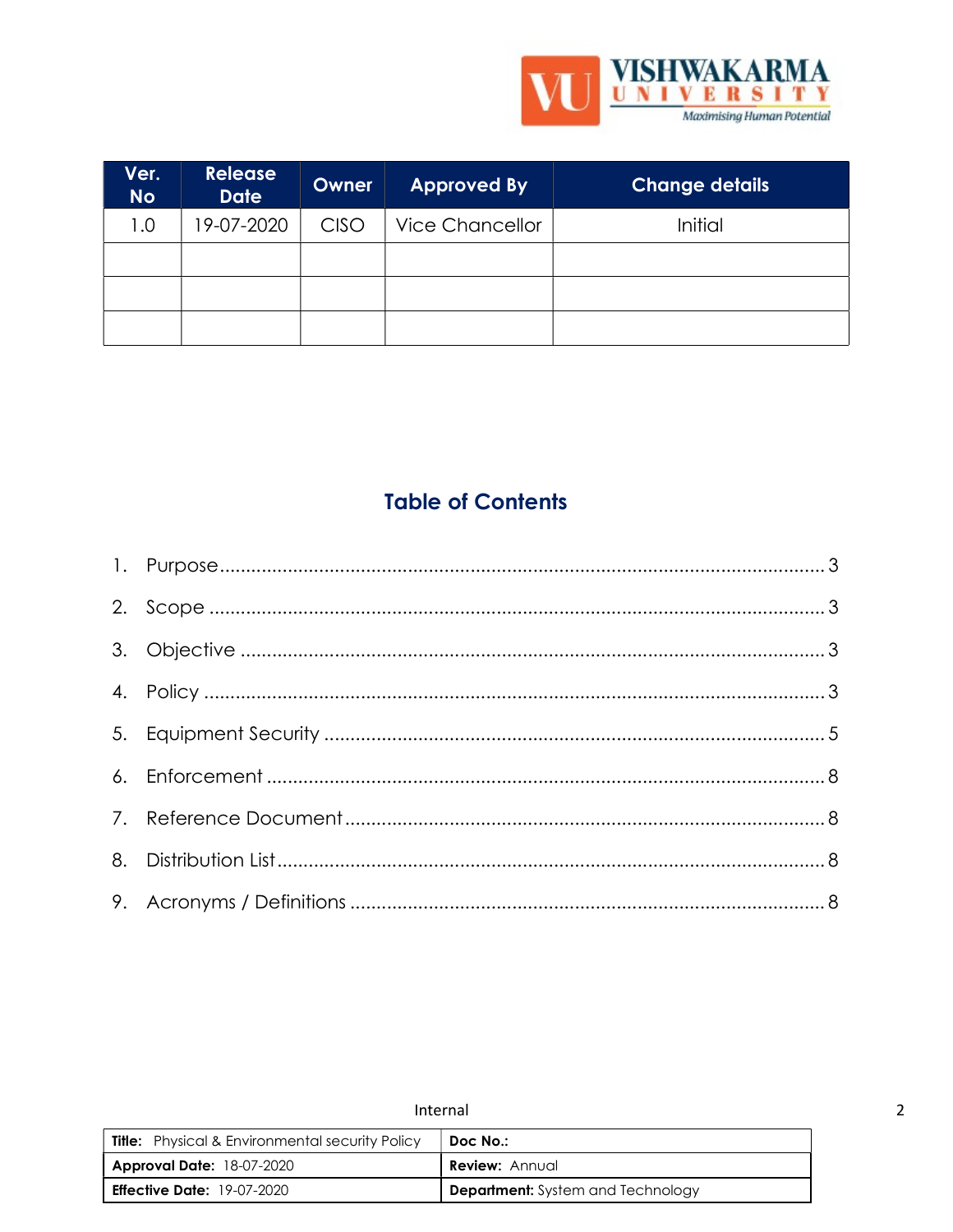| Ver. No | Release Date | Owner | Approved By | Change details |
|---|---|---|---|---|
| 1.0 | 19-07-2020 | CISO | Vice Chancellor | Initial |
| | | | | |
| | | | | |
| | | | | |

## Table of Contents

1. Purpose ........ 3
2. Scope ........ 3
3. Objective ........ 3
4. Policy ........ 3
5. Equipment Security ........ 5
6. Enforcement ........ 8
7. Reference Document ........ 8
8. Distribution List ........ 8
9. Acronyms / Definitions ........ 8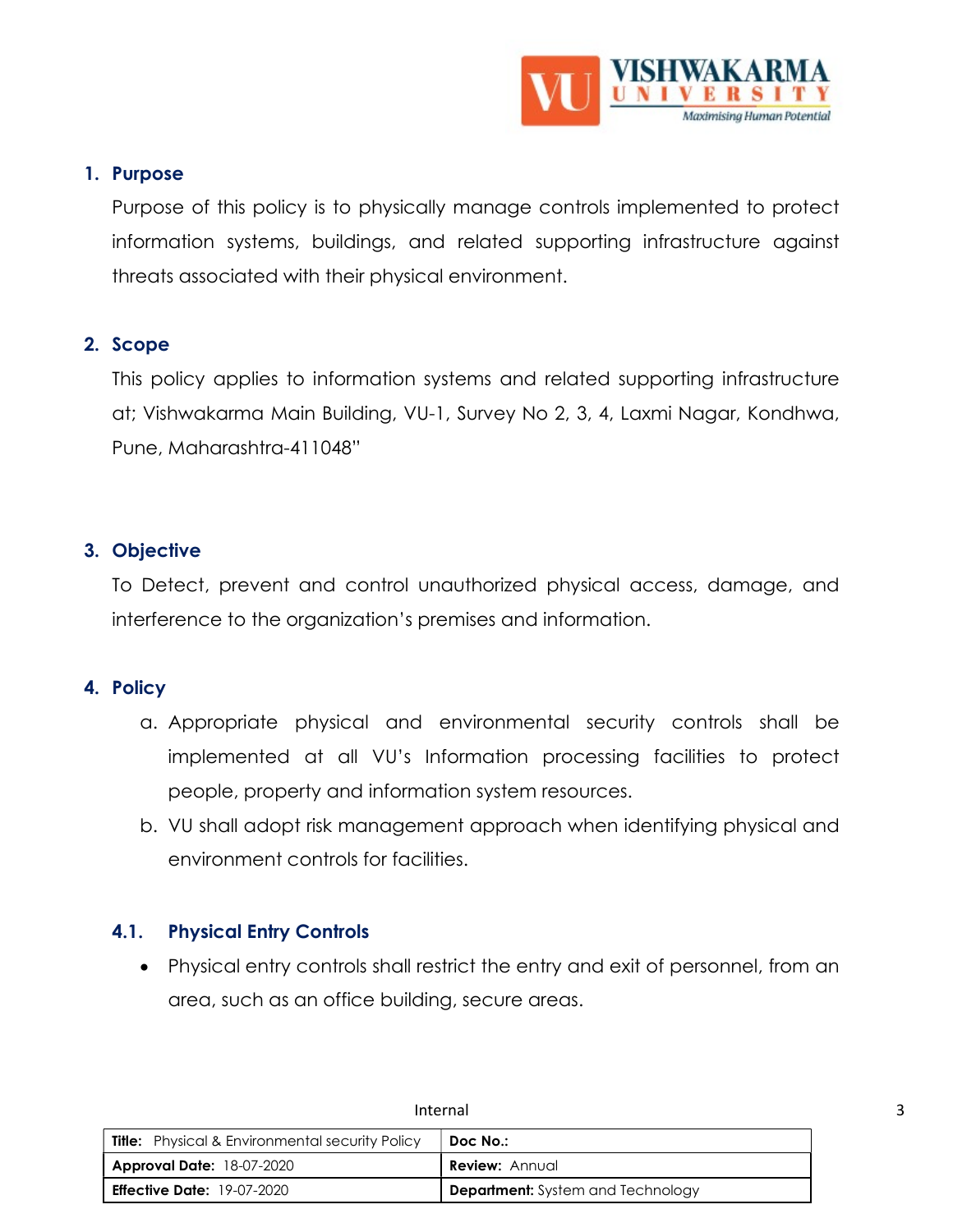## 1. Purpose

Purpose of this policy is to physically manage controls implemented to protect information systems, buildings, and related supporting infrastructure against threats associated with their physical environment.

## 2. Scope

This policy applies to information systems and related supporting infrastructure at; Vishwakarma Main Building, VU-1, Survey No 2, 3, 4, Laxmi Nagar, Kondhwa, Pune, Maharashtra-411048"

## 3. Objective

To Detect, prevent and control unauthorized physical access, damage, and interference to the organization's premises and information.

## 4. Policy

a. Appropriate physical and environmental security controls shall be implemented at all VU's Information processing facilities to protect people, property and information system resources.

b. VU shall adopt risk management approach when identifying physical and environment controls for facilities.

### 4.1. Physical Entry Controls

- Physical entry controls shall restrict the entry and exit of personnel, from an area, such as an office building, secure areas.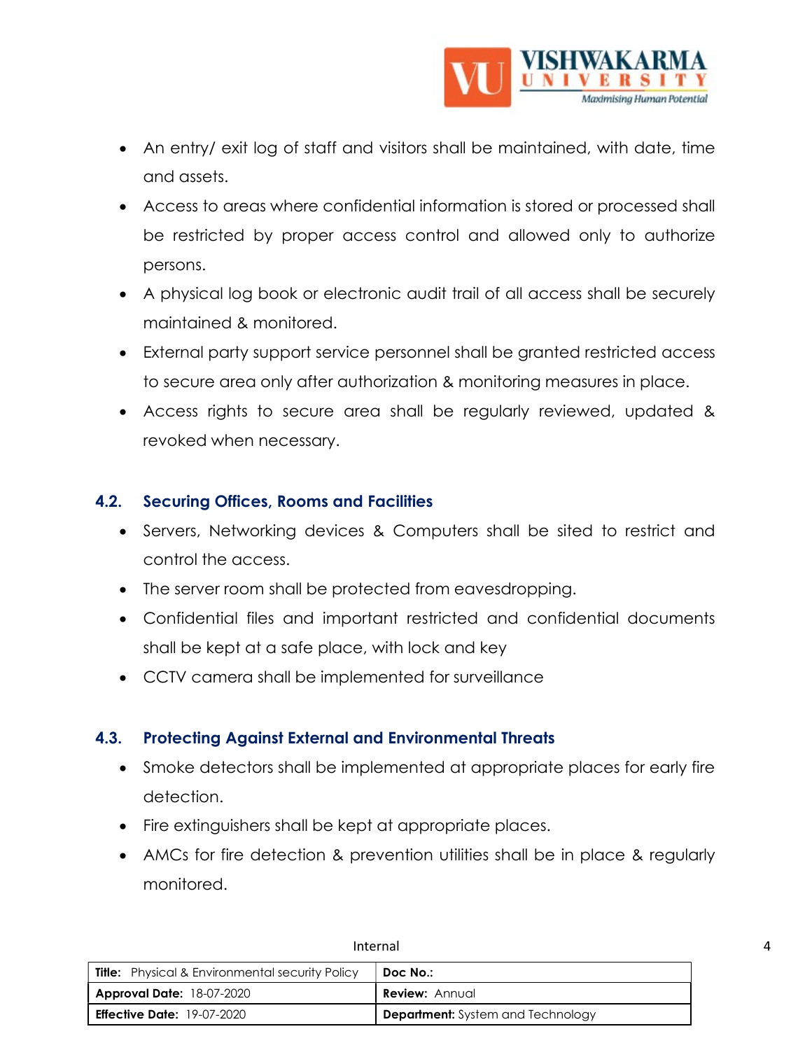- An entry/ exit log of staff and visitors shall be maintained, with date, time and assets.
- Access to areas where confidential information is stored or processed shall be restricted by proper access control and allowed only to authorize persons.
- A physical log book or electronic audit trail of all access shall be securely maintained & monitored.
- External party support service personnel shall be granted restricted access to secure area only after authorization & monitoring measures in place.
- Access rights to secure area shall be regularly reviewed, updated & revoked when necessary.

### 4.2. Securing Offices, Rooms and Facilities

- Servers, Networking devices & Computers shall be sited to restrict and control the access.
- The server room shall be protected from eavesdropping.
- Confidential files and important restricted and confidential documents shall be kept at a safe place, with lock and key
- CCTV camera shall be implemented for surveillance

### 4.3. Protecting Against External and Environmental Threats

- Smoke detectors shall be implemented at appropriate places for early fire detection.
- Fire extinguishers shall be kept at appropriate places.
- AMCs for fire detection & prevention utilities shall be in place & regularly monitored.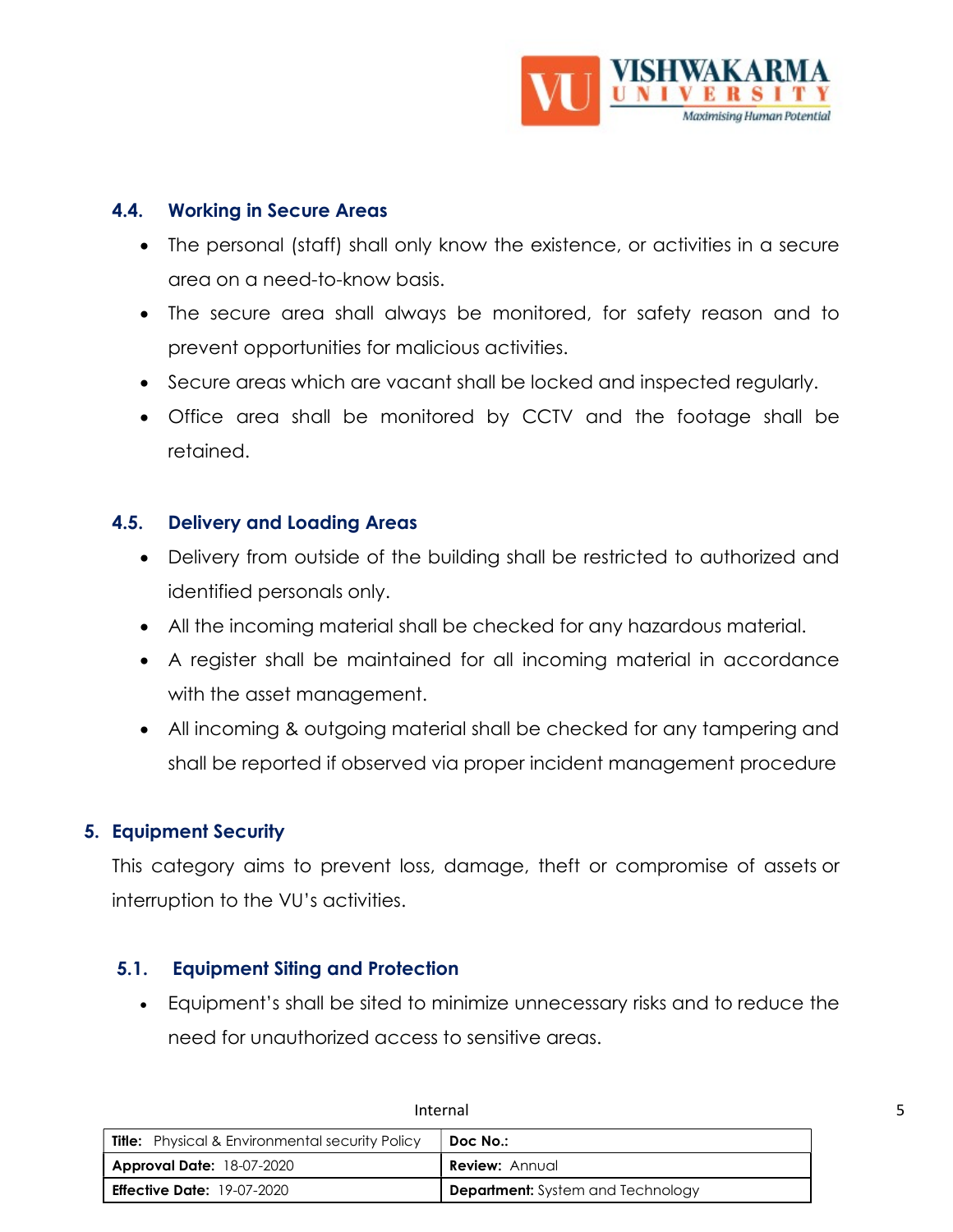### 4.4. Working in Secure Areas

- The personal (staff) shall only know the existence, or activities in a secure area on a need-to-know basis.
- The secure area shall always be monitored, for safety reason and to prevent opportunities for malicious activities.
- Secure areas which are vacant shall be locked and inspected regularly.
- Office area shall be monitored by CCTV and the footage shall be retained.

### 4.5. Delivery and Loading Areas

- Delivery from outside of the building shall be restricted to authorized and identified personals only.
- All the incoming material shall be checked for any hazardous material.
- A register shall be maintained for all incoming material in accordance with the asset management.
- All incoming & outgoing material shall be checked for any tampering and shall be reported if observed via proper incident management procedure

## 5. Equipment Security

This category aims to prevent loss, damage, theft or compromise of assets or interruption to the VU's activities.

### 5.1. Equipment Siting and Protection

- Equipment's shall be sited to minimize unnecessary risks and to reduce the need for unauthorized access to sensitive areas.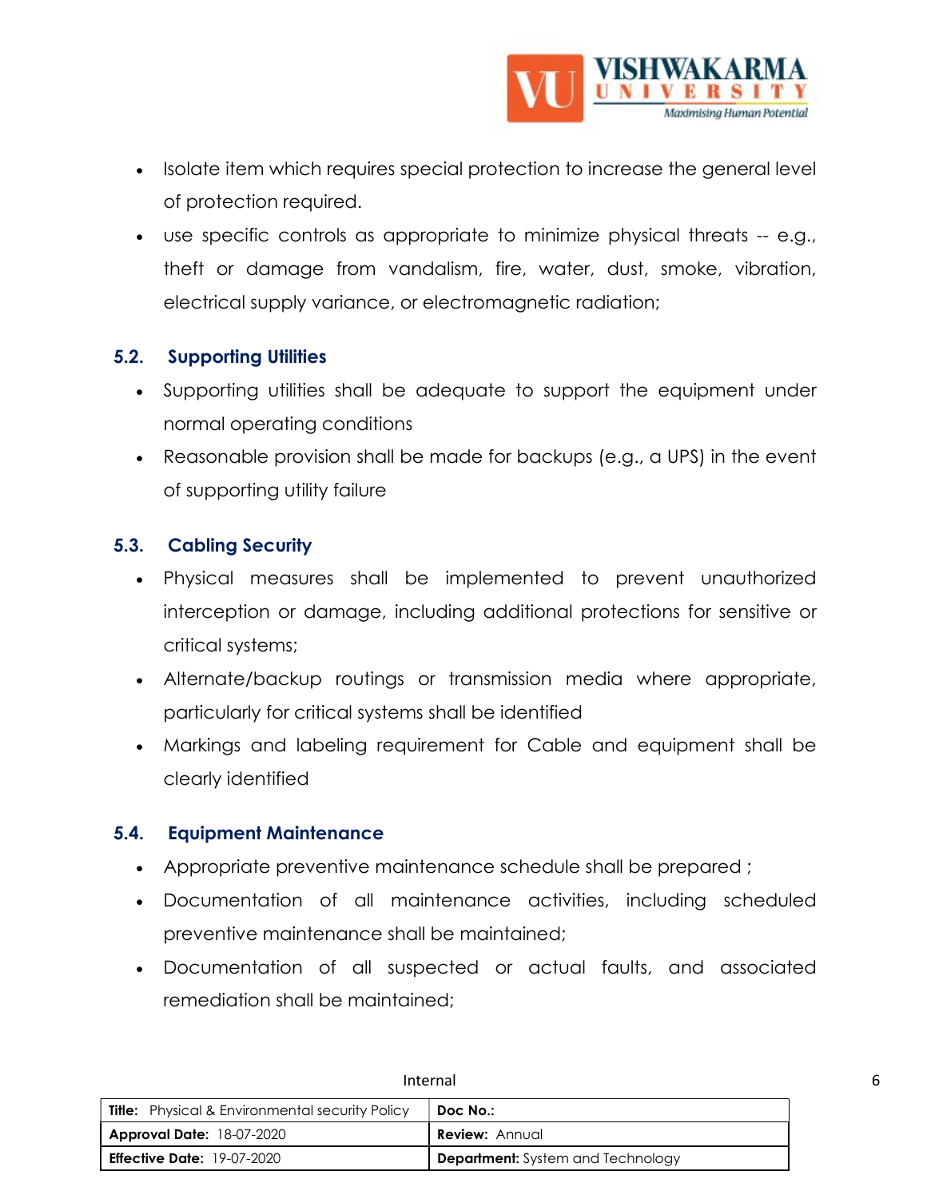- Isolate item which requires special protection to increase the general level of protection required.
- use specific controls as appropriate to minimize physical threats -- e.g., theft or damage from vandalism, fire, water, dust, smoke, vibration, electrical supply variance, or electromagnetic radiation;

### 5.2. Supporting Utilities

- Supporting utilities shall be adequate to support the equipment under normal operating conditions
- Reasonable provision shall be made for backups (e.g., a UPS) in the event of supporting utility failure

### 5.3. Cabling Security

- Physical measures shall be implemented to prevent unauthorized interception or damage, including additional protections for sensitive or critical systems;
- Alternate/backup routings or transmission media where appropriate, particularly for critical systems shall be identified
- Markings and labeling requirement for Cable and equipment shall be clearly identified

### 5.4. Equipment Maintenance

- Appropriate preventive maintenance schedule shall be prepared ;
- Documentation of all maintenance activities, including scheduled preventive maintenance shall be maintained;
- Documentation of all suspected or actual faults, and associated remediation shall be maintained;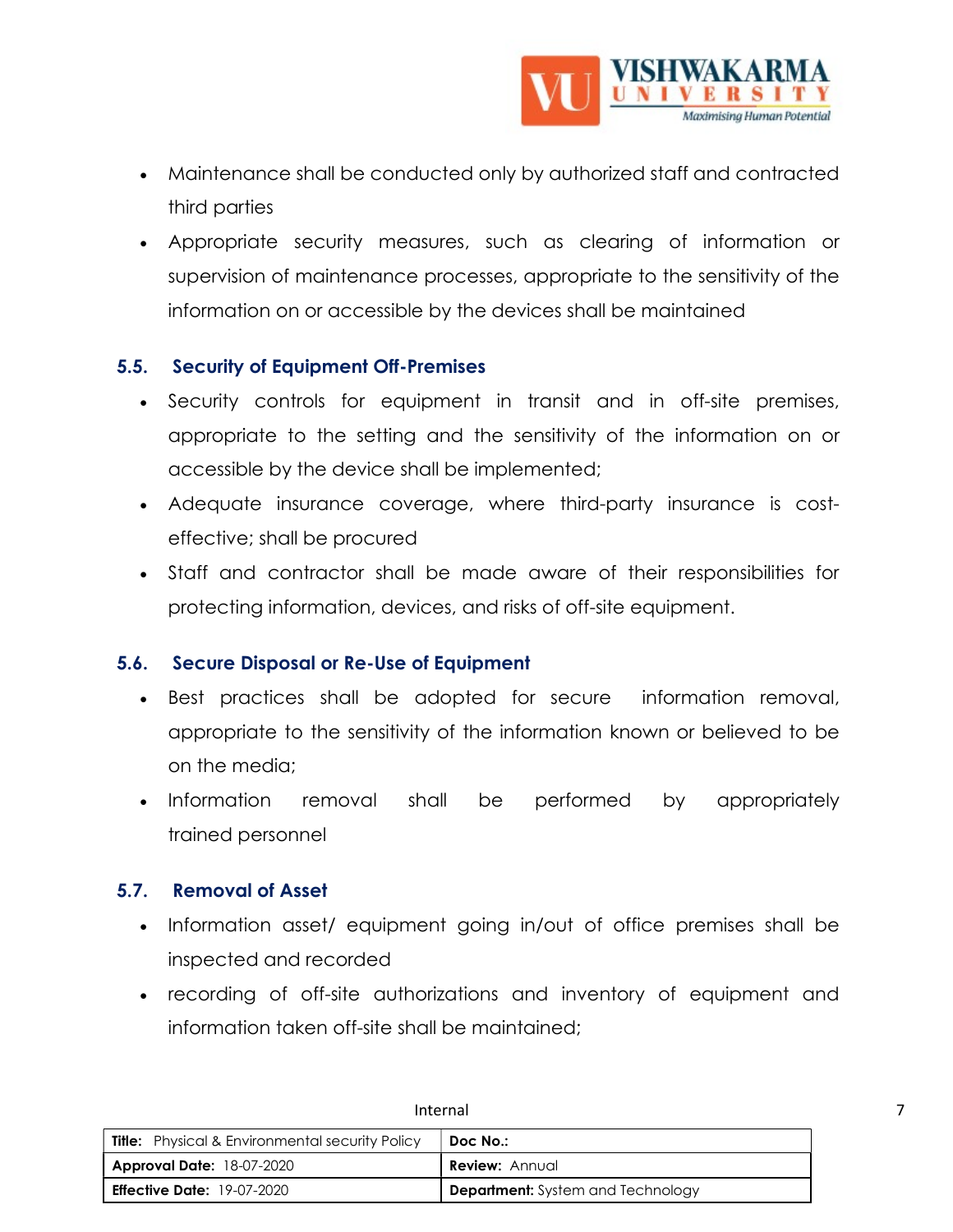- Maintenance shall be conducted only by authorized staff and contracted third parties
- Appropriate security measures, such as clearing of information or supervision of maintenance processes, appropriate to the sensitivity of the information on or accessible by the devices shall be maintained

### 5.5. Security of Equipment Off-Premises

- Security controls for equipment in transit and in off-site premises, appropriate to the setting and the sensitivity of the information on or accessible by the device shall be implemented;
- Adequate insurance coverage, where third-party insurance is cost-effective; shall be procured
- Staff and contractor shall be made aware of their responsibilities for protecting information, devices, and risks of off-site equipment.

### 5.6. Secure Disposal or Re-Use of Equipment

- Best practices shall be adopted for secure information removal, appropriate to the sensitivity of the information known or believed to be on the media;
- Information removal shall be performed by appropriately trained personnel

### 5.7. Removal of Asset

- Information asset/ equipment going in/out of office premises shall be inspected and recorded
- recording of off-site authorizations and inventory of equipment and information taken off-site shall be maintained;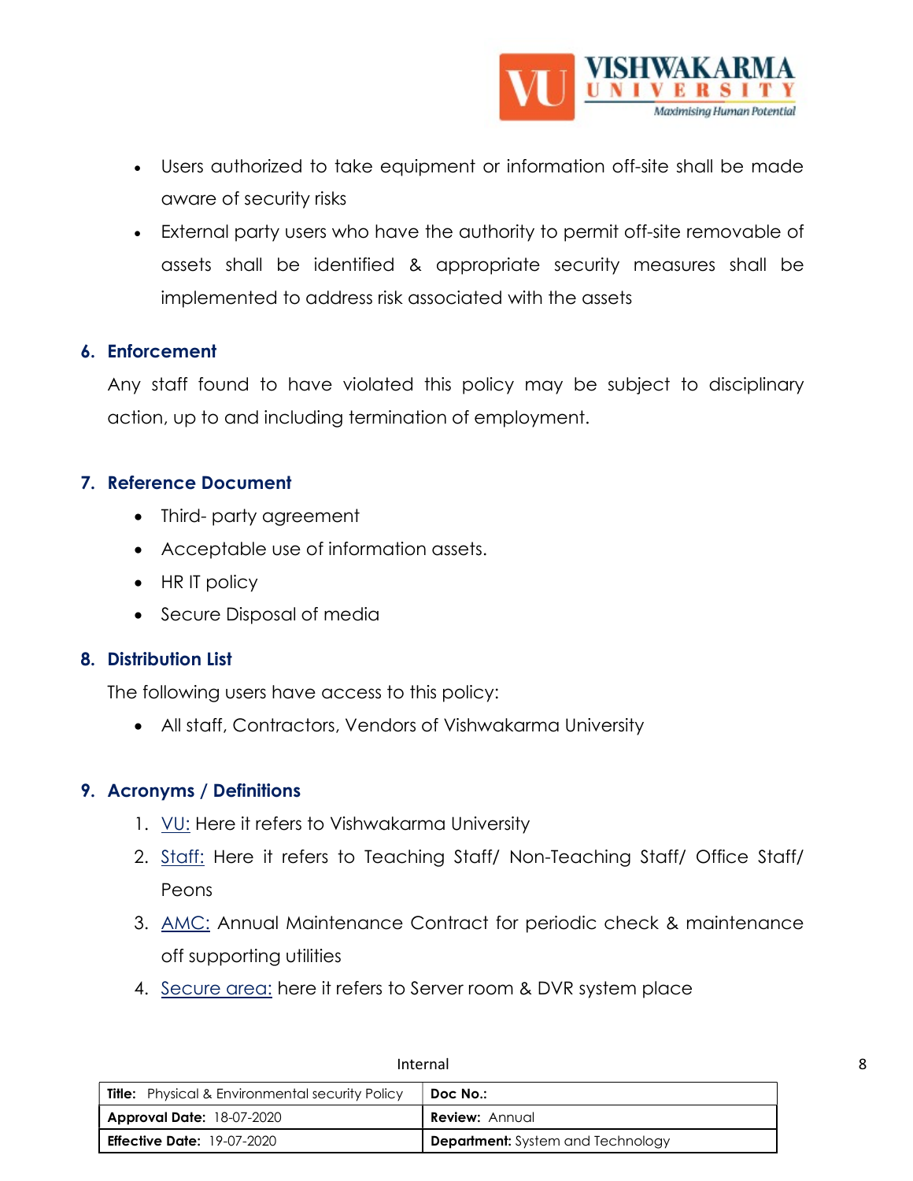- Users authorized to take equipment or information off-site shall be made aware of security risks
- External party users who have the authority to permit off-site removable of assets shall be identified & appropriate security measures shall be implemented to address risk associated with the assets

## 6. Enforcement

Any staff found to have violated this policy may be subject to disciplinary action, up to and including termination of employment.

## 7. Reference Document

- Third- party agreement
- Acceptable use of information assets.
- HR IT policy
- Secure Disposal of media

## 8. Distribution List

The following users have access to this policy:

- All staff, Contractors, Vendors of Vishwakarma University

## 9. Acronyms / Definitions

1. VU: Here it refers to Vishwakarma University
2. Staff: Here it refers to Teaching Staff/ Non-Teaching Staff/ Office Staff/ Peons
3. AMC: Annual Maintenance Contract for periodic check & maintenance off supporting utilities
4. Secure area: here it refers to Server room & DVR system place